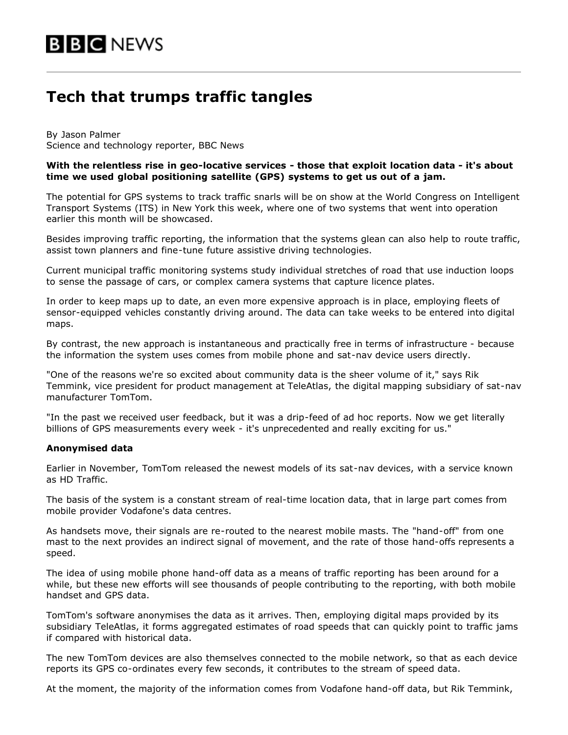# Tech that trumps traffic tangles

By Jason Palmer
Science and technology reporter, BBC News

**With the relentless rise in geo-locative services - those that exploit location data - it's about time we used global positioning satellite (GPS) systems to get us out of a jam.**

The potential for GPS systems to track traffic snarls will be on show at the World Congress on Intelligent Transport Systems (ITS) in New York this week, where one of two systems that went into operation earlier this month will be showcased.

Besides improving traffic reporting, the information that the systems glean can also help to route traffic, assist town planners and fine-tune future assistive driving technologies.

Current municipal traffic monitoring systems study individual stretches of road that use induction loops to sense the passage of cars, or complex camera systems that capture licence plates.

In order to keep maps up to date, an even more expensive approach is in place, employing fleets of sensor-equipped vehicles constantly driving around. The data can take weeks to be entered into digital maps.

By contrast, the new approach is instantaneous and practically free in terms of infrastructure - because the information the system uses comes from mobile phone and sat-nav device users directly.

"One of the reasons we're so excited about community data is the sheer volume of it," says Rik Temmink, vice president for product management at TeleAtlas, the digital mapping subsidiary of sat-nav manufacturer TomTom.

"In the past we received user feedback, but it was a drip-feed of ad hoc reports. Now we get literally billions of GPS measurements every week - it's unprecedented and really exciting for us."

**Anonymised data**

Earlier in November, TomTom released the newest models of its sat-nav devices, with a service known as HD Traffic.

The basis of the system is a constant stream of real-time location data, that in large part comes from mobile provider Vodafone's data centres.

As handsets move, their signals are re-routed to the nearest mobile masts. The "hand-off" from one mast to the next provides an indirect signal of movement, and the rate of those hand-offs represents a speed.

The idea of using mobile phone hand-off data as a means of traffic reporting has been around for a while, but these new efforts will see thousands of people contributing to the reporting, with both mobile handset and GPS data.

TomTom's software anonymises the data as it arrives. Then, employing digital maps provided by its subsidiary TeleAtlas, it forms aggregated estimates of road speeds that can quickly point to traffic jams if compared with historical data.

The new TomTom devices are also themselves connected to the mobile network, so that as each device reports its GPS co-ordinates every few seconds, it contributes to the stream of speed data.

At the moment, the majority of the information comes from Vodafone hand-off data, but Rik Temmink,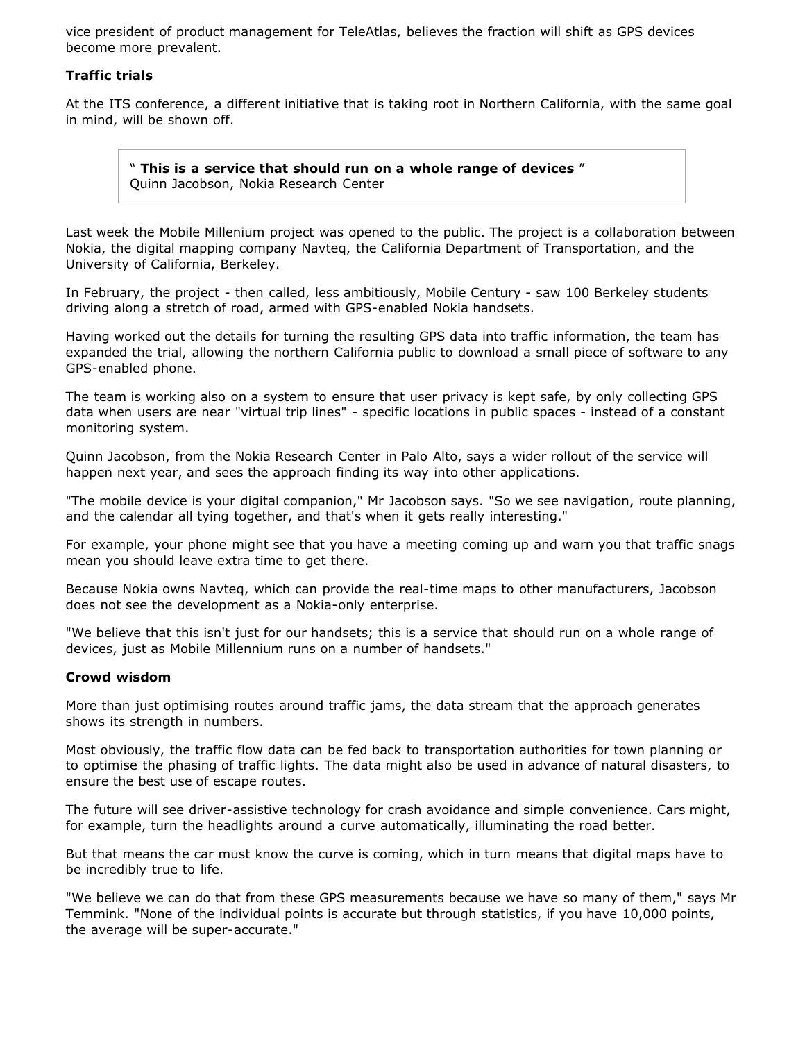vice president of product management for TeleAtlas, believes the fraction will shift as GPS devices become more prevalent.

**Traffic trials**

At the ITS conference, a different initiative that is taking root in Northern California, with the same goal in mind, will be shown off.

> " **This is a service that should run on a whole range of devices** "
> Quinn Jacobson, Nokia Research Center

Last week the Mobile Millenium project was opened to the public. The project is a collaboration between Nokia, the digital mapping company Navteq, the California Department of Transportation, and the University of California, Berkeley.

In February, the project - then called, less ambitiously, Mobile Century - saw 100 Berkeley students driving along a stretch of road, armed with GPS-enabled Nokia handsets.

Having worked out the details for turning the resulting GPS data into traffic information, the team has expanded the trial, allowing the northern California public to download a small piece of software to any GPS-enabled phone.

The team is working also on a system to ensure that user privacy is kept safe, by only collecting GPS data when users are near "virtual trip lines" - specific locations in public spaces - instead of a constant monitoring system.

Quinn Jacobson, from the Nokia Research Center in Palo Alto, says a wider rollout of the service will happen next year, and sees the approach finding its way into other applications.

"The mobile device is your digital companion," Mr Jacobson says. "So we see navigation, route planning, and the calendar all tying together, and that's when it gets really interesting."

For example, your phone might see that you have a meeting coming up and warn you that traffic snags mean you should leave extra time to get there.

Because Nokia owns Navteq, which can provide the real-time maps to other manufacturers, Jacobson does not see the development as a Nokia-only enterprise.

"We believe that this isn't just for our handsets; this is a service that should run on a whole range of devices, just as Mobile Millennium runs on a number of handsets."

**Crowd wisdom**

More than just optimising routes around traffic jams, the data stream that the approach generates shows its strength in numbers.

Most obviously, the traffic flow data can be fed back to transportation authorities for town planning or to optimise the phasing of traffic lights. The data might also be used in advance of natural disasters, to ensure the best use of escape routes.

The future will see driver-assistive technology for crash avoidance and simple convenience. Cars might, for example, turn the headlights around a curve automatically, illuminating the road better.

But that means the car must know the curve is coming, which in turn means that digital maps have to be incredibly true to life.

"We believe we can do that from these GPS measurements because we have so many of them," says Mr Temmink. "None of the individual points is accurate but through statistics, if you have 10,000 points, the average will be super-accurate."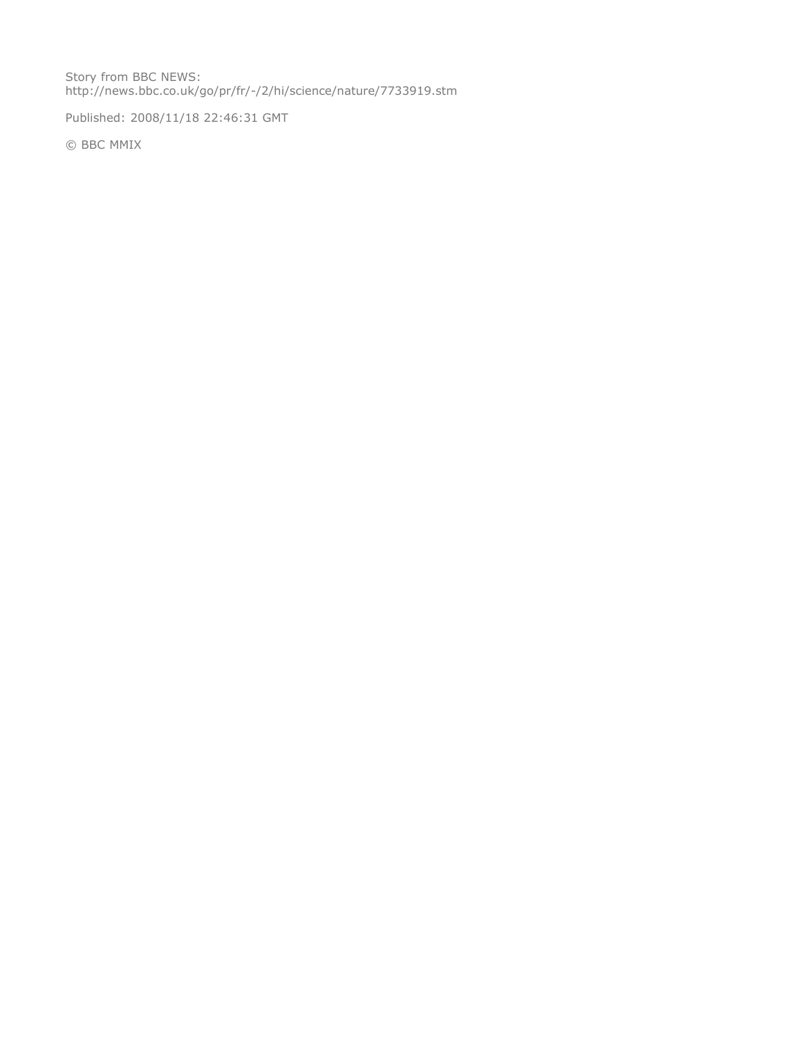Story from BBC NEWS:
http://news.bbc.co.uk/go/pr/fr/-/2/hi/science/nature/7733919.stm

Published: 2008/11/18 22:46:31 GMT

© BBC MMIX